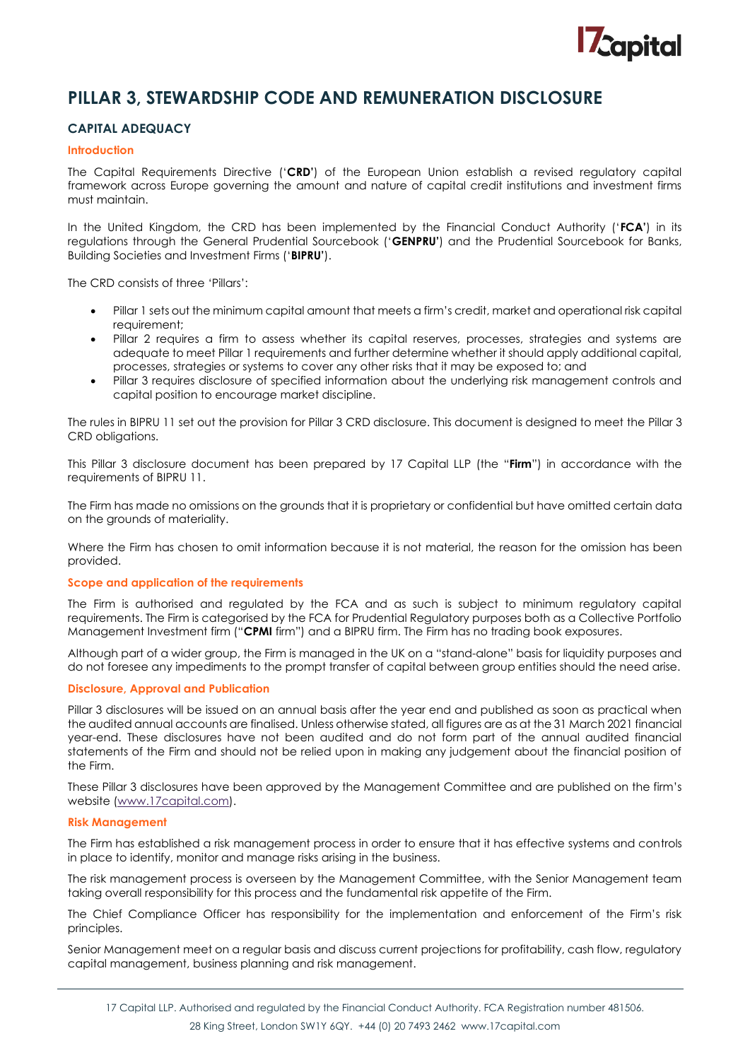# PILLAR 3, STEWARDSHIP CODE AND REMUNERATION DISCLOSURE

## CAPITAL ADEQUACY

### Introduction

The Capital Requirements Directive ('**CRD**') of the European Union establish a revised regulatory capital framework across Europe governing the amount and nature of capital credit institutions and investment firms must maintain.

In the United Kingdom, the CRD has been implemented by the Financial Conduct Authority ('**FCA**') in its regulations through the General Prudential Sourcebook ('**GENPRU**') and the Prudential Sourcebook for Banks, Building Societies and Investment Firms ('**BIPRU**').

The CRD consists of three 'Pillars':

- Pillar 1 sets out the minimum capital amount that meets a firm's credit, market and operational risk capital requirement;
- Pillar 2 requires a firm to assess whether its capital reserves, processes, strategies and systems are adequate to meet Pillar 1 requirements and further determine whether it should apply additional capital, processes, strategies or systems to cover any other risks that it may be exposed to; and
- Pillar 3 requires disclosure of specified information about the underlying risk management controls and capital position to encourage market discipline.

The rules in BIPRU 11 set out the provision for Pillar 3 CRD disclosure. This document is designed to meet the Pillar 3 CRD obligations.

This Pillar 3 disclosure document has been prepared by 17 Capital LLP (the "**Firm**") in accordance with the requirements of BIPRU 11.

The Firm has made no omissions on the grounds that it is proprietary or confidential but have omitted certain data on the grounds of materiality.

Where the Firm has chosen to omit information because it is not material, the reason for the omission has been provided.

### Scope and application of the requirements

The Firm is authorised and regulated by the FCA and as such is subject to minimum regulatory capital requirements. The Firm is categorised by the FCA for Prudential Regulatory purposes both as a Collective Portfolio Management Investment firm ("**CPMI** firm") and a BIPRU firm. The Firm has no trading book exposures.

Although part of a wider group, the Firm is managed in the UK on a "stand-alone" basis for liquidity purposes and do not foresee any impediments to the prompt transfer of capital between group entities should the need arise.

### Disclosure, Approval and Publication

Pillar 3 disclosures will be issued on an annual basis after the year end and published as soon as practical when the audited annual accounts are finalised. Unless otherwise stated, all figures are as at the 31 March 2021 financial year-end. These disclosures have not been audited and do not form part of the annual audited financial statements of the Firm and should not be relied upon in making any judgement about the financial position of the Firm.

These Pillar 3 disclosures have been approved by the Management Committee and are published on the firm's website (www.17capital.com).

### Risk Management

The Firm has established a risk management process in order to ensure that it has effective systems and controls in place to identify, monitor and manage risks arising in the business.

The risk management process is overseen by the Management Committee, with the Senior Management team taking overall responsibility for this process and the fundamental risk appetite of the Firm.

The Chief Compliance Officer has responsibility for the implementation and enforcement of the Firm's risk principles.

Senior Management meet on a regular basis and discuss current projections for profitability, cash flow, regulatory capital management, business planning and risk management.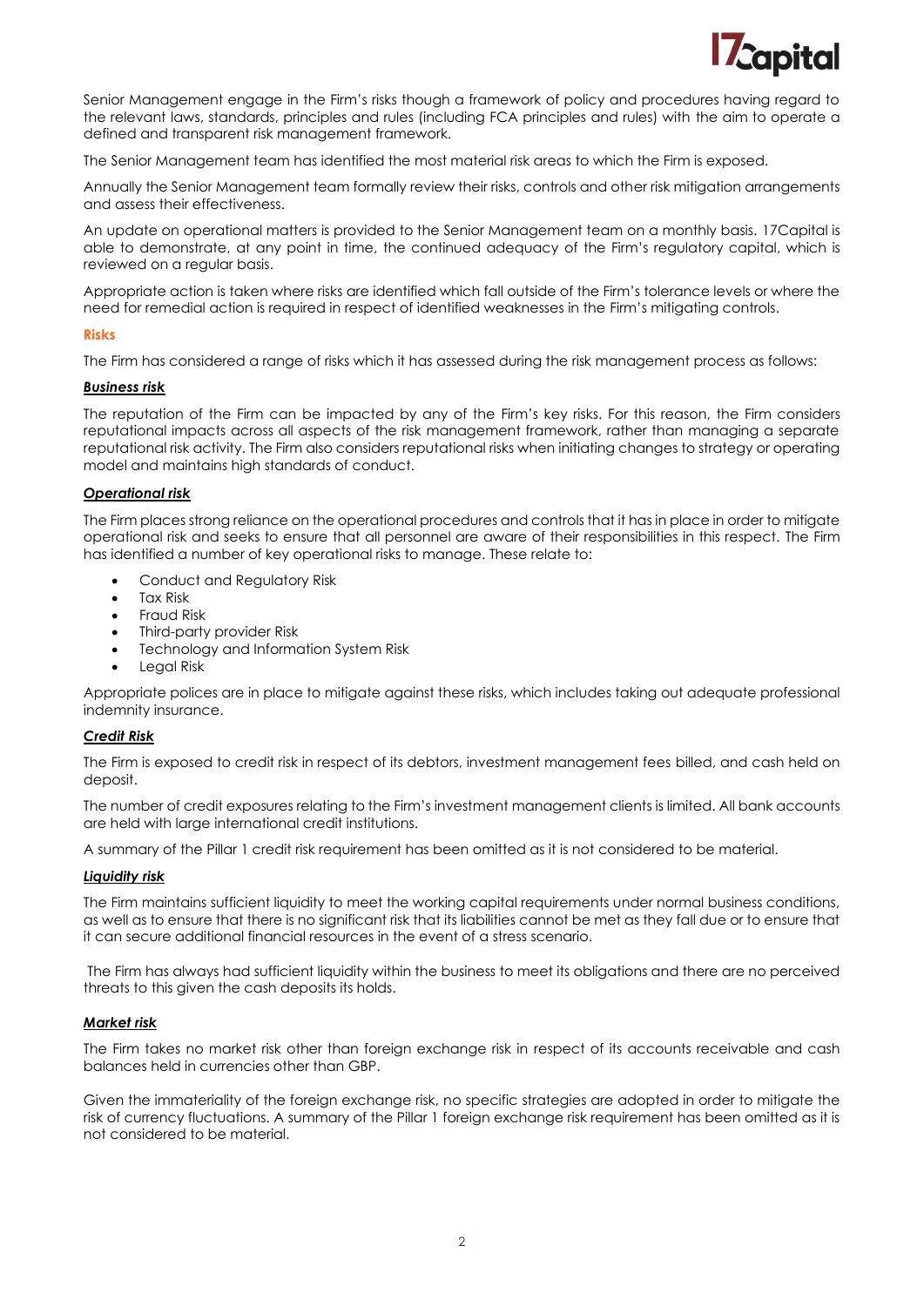Senior Management engage in the Firm's risks though a framework of policy and procedures having regard to the relevant laws, standards, principles and rules (including FCA principles and rules) with the aim to operate a defined and transparent risk management framework.

The Senior Management team has identified the most material risk areas to which the Firm is exposed.

Annually the Senior Management team formally review their risks, controls and other risk mitigation arrangements and assess their effectiveness.

An update on operational matters is provided to the Senior Management team on a monthly basis. 17Capital is able to demonstrate, at any point in time, the continued adequacy of the Firm's regulatory capital, which is reviewed on a regular basis.

Appropriate action is taken where risks are identified which fall outside of the Firm's tolerance levels or where the need for remedial action is required in respect of identified weaknesses in the Firm's mitigating controls.

## Risks

The Firm has considered a range of risks which it has assessed during the risk management process as follows:

### ***Business risk***

The reputation of the Firm can be impacted by any of the Firm's key risks. For this reason, the Firm considers reputational impacts across all aspects of the risk management framework, rather than managing a separate reputational risk activity. The Firm also considers reputational risks when initiating changes to strategy or operating model and maintains high standards of conduct.

### ***Operational risk***

The Firm places strong reliance on the operational procedures and controls that it has in place in order to mitigate operational risk and seeks to ensure that all personnel are aware of their responsibilities in this respect. The Firm has identified a number of key operational risks to manage. These relate to:

- Conduct and Regulatory Risk
- Tax Risk
- Fraud Risk
- Third-party provider Risk
- Technology and Information System Risk
- Legal Risk

Appropriate polices are in place to mitigate against these risks, which includes taking out adequate professional indemnity insurance.

### ***Credit Risk***

The Firm is exposed to credit risk in respect of its debtors, investment management fees billed, and cash held on deposit.

The number of credit exposures relating to the Firm's investment management clients is limited. All bank accounts are held with large international credit institutions.

A summary of the Pillar 1 credit risk requirement has been omitted as it is not considered to be material.

### ***Liquidity risk***

The Firm maintains sufficient liquidity to meet the working capital requirements under normal business conditions, as well as to ensure that there is no significant risk that its liabilities cannot be met as they fall due or to ensure that it can secure additional financial resources in the event of a stress scenario.

The Firm has always had sufficient liquidity within the business to meet its obligations and there are no perceived threats to this given the cash deposits its holds.

### ***Market risk***

The Firm takes no market risk other than foreign exchange risk in respect of its accounts receivable and cash balances held in currencies other than GBP.

Given the immateriality of the foreign exchange risk, no specific strategies are adopted in order to mitigate the risk of currency fluctuations. A summary of the Pillar 1 foreign exchange risk requirement has been omitted as it is not considered to be material.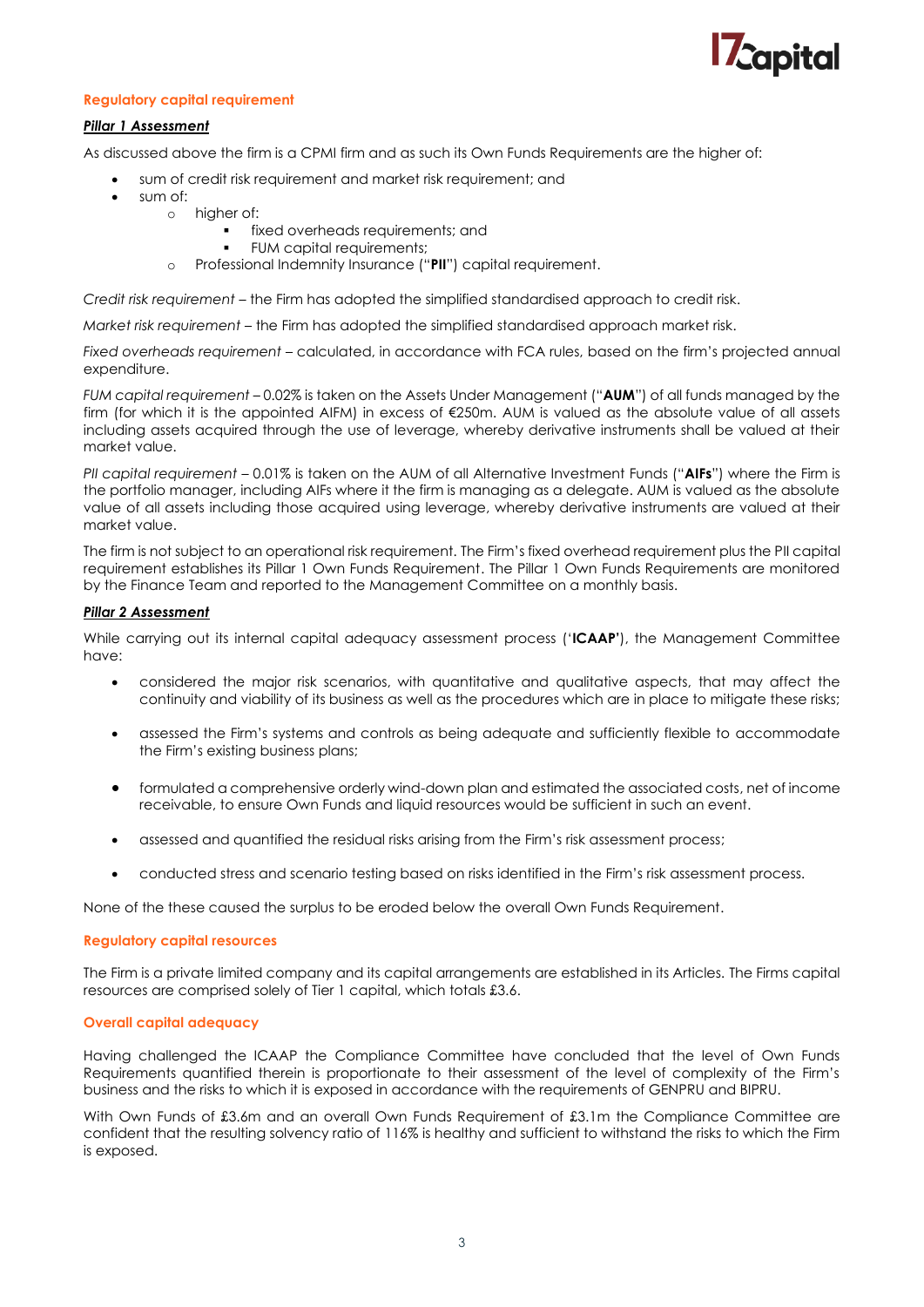## Regulatory capital requirement

***Pillar 1 Assessment***

As discussed above the firm is a CPMI firm and as such its Own Funds Requirements are the higher of:

- sum of credit risk requirement and market risk requirement; and
- sum of:
  - higher of:
    - fixed overheads requirements; and
    - FUM capital requirements;
  - Professional Indemnity Insurance ("**PII**") capital requirement.

*Credit risk requirement* – the Firm has adopted the simplified standardised approach to credit risk.

*Market risk requirement* – the Firm has adopted the simplified standardised approach market risk.

*Fixed overheads requirement* – calculated, in accordance with FCA rules, based on the firm's projected annual expenditure.

*FUM capital requirement* – 0.02% is taken on the Assets Under Management ("**AUM**") of all funds managed by the firm (for which it is the appointed AIFM) in excess of €250m. AUM is valued as the absolute value of all assets including assets acquired through the use of leverage, whereby derivative instruments shall be valued at their market value.

*PII capital requirement* – 0.01% is taken on the AUM of all Alternative Investment Funds ("**AIFs**") where the Firm is the portfolio manager, including AIFs where it the firm is managing as a delegate. AUM is valued as the absolute value of all assets including those acquired using leverage, whereby derivative instruments are valued at their market value.

The firm is not subject to an operational risk requirement. The Firm's fixed overhead requirement plus the PII capital requirement establishes its Pillar 1 Own Funds Requirement. The Pillar 1 Own Funds Requirements are monitored by the Finance Team and reported to the Management Committee on a monthly basis.

***Pillar 2 Assessment***

While carrying out its internal capital adequacy assessment process ('**ICAAP**'), the Management Committee have:

- considered the major risk scenarios, with quantitative and qualitative aspects, that may affect the continuity and viability of its business as well as the procedures which are in place to mitigate these risks;
- assessed the Firm's systems and controls as being adequate and sufficiently flexible to accommodate the Firm's existing business plans;
- formulated a comprehensive orderly wind-down plan and estimated the associated costs, net of income receivable, to ensure Own Funds and liquid resources would be sufficient in such an event.
- assessed and quantified the residual risks arising from the Firm's risk assessment process;
- conducted stress and scenario testing based on risks identified in the Firm's risk assessment process.

None of the these caused the surplus to be eroded below the overall Own Funds Requirement.

## Regulatory capital resources

The Firm is a private limited company and its capital arrangements are established in its Articles. The Firms capital resources are comprised solely of Tier 1 capital, which totals £3.6.

## Overall capital adequacy

Having challenged the ICAAP the Compliance Committee have concluded that the level of Own Funds Requirements quantified therein is proportionate to their assessment of the level of complexity of the Firm's business and the risks to which it is exposed in accordance with the requirements of GENPRU and BIPRU.

With Own Funds of £3.6m and an overall Own Funds Requirement of £3.1m the Compliance Committee are confident that the resulting solvency ratio of 116% is healthy and sufficient to withstand the risks to which the Firm is exposed.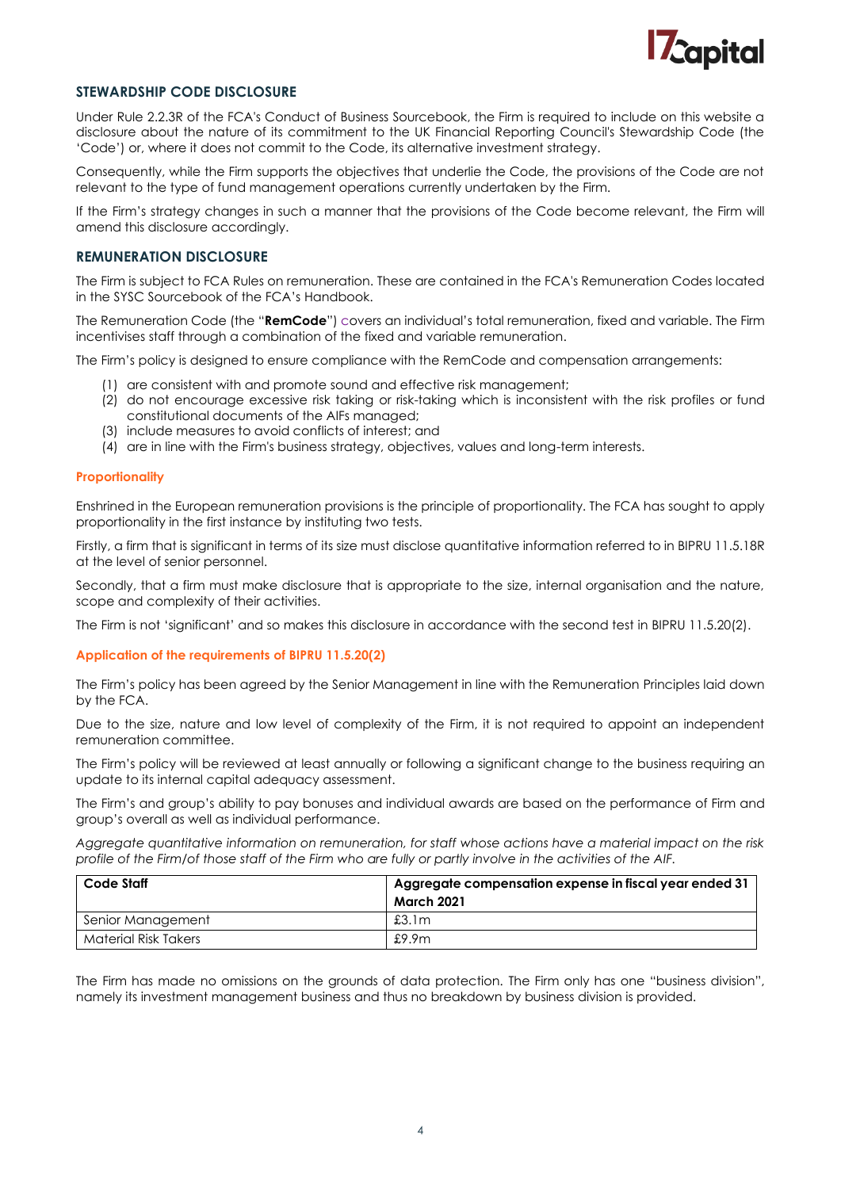## STEWARDSHIP CODE DISCLOSURE

Under Rule 2.2.3R of the FCA's Conduct of Business Sourcebook, the Firm is required to include on this website a disclosure about the nature of its commitment to the UK Financial Reporting Council's Stewardship Code (the 'Code') or, where it does not commit to the Code, its alternative investment strategy.

Consequently, while the Firm supports the objectives that underlie the Code, the provisions of the Code are not relevant to the type of fund management operations currently undertaken by the Firm.

If the Firm's strategy changes in such a manner that the provisions of the Code become relevant, the Firm will amend this disclosure accordingly.

## REMUNERATION DISCLOSURE

The Firm is subject to FCA Rules on remuneration. These are contained in the FCA's Remuneration Codes located in the SYSC Sourcebook of the FCA's Handbook.

The Remuneration Code (the "**RemCode**") covers an individual's total remuneration, fixed and variable. The Firm incentivises staff through a combination of the fixed and variable remuneration.

The Firm's policy is designed to ensure compliance with the RemCode and compensation arrangements:

(1) are consistent with and promote sound and effective risk management;
(2) do not encourage excessive risk taking or risk-taking which is inconsistent with the risk profiles or fund constitutional documents of the AIFs managed;
(3) include measures to avoid conflicts of interest; and
(4) are in line with the Firm's business strategy, objectives, values and long-term interests.

### Proportionality

Enshrined in the European remuneration provisions is the principle of proportionality. The FCA has sought to apply proportionality in the first instance by instituting two tests.

Firstly, a firm that is significant in terms of its size must disclose quantitative information referred to in BIPRU 11.5.18R at the level of senior personnel.

Secondly, that a firm must make disclosure that is appropriate to the size, internal organisation and the nature, scope and complexity of their activities.

The Firm is not 'significant' and so makes this disclosure in accordance with the second test in BIPRU 11.5.20(2).

### Application of the requirements of BIPRU 11.5.20(2)

The Firm's policy has been agreed by the Senior Management in line with the Remuneration Principles laid down by the FCA.

Due to the size, nature and low level of complexity of the Firm, it is not required to appoint an independent remuneration committee.

The Firm's policy will be reviewed at least annually or following a significant change to the business requiring an update to its internal capital adequacy assessment.

The Firm's and group's ability to pay bonuses and individual awards are based on the performance of Firm and group's overall as well as individual performance.

*Aggregate quantitative information on remuneration, for staff whose actions have a material impact on the risk profile of the Firm/of those staff of the Firm who are fully or partly involve in the activities of the AIF.*

| Code Staff | Aggregate compensation expense in fiscal year ended 31 March 2021 |
|---|---|
| Senior Management | £3.1m |
| Material Risk Takers | £9.9m |

The Firm has made no omissions on the grounds of data protection. The Firm only has one "business division", namely its investment management business and thus no breakdown by business division is provided.